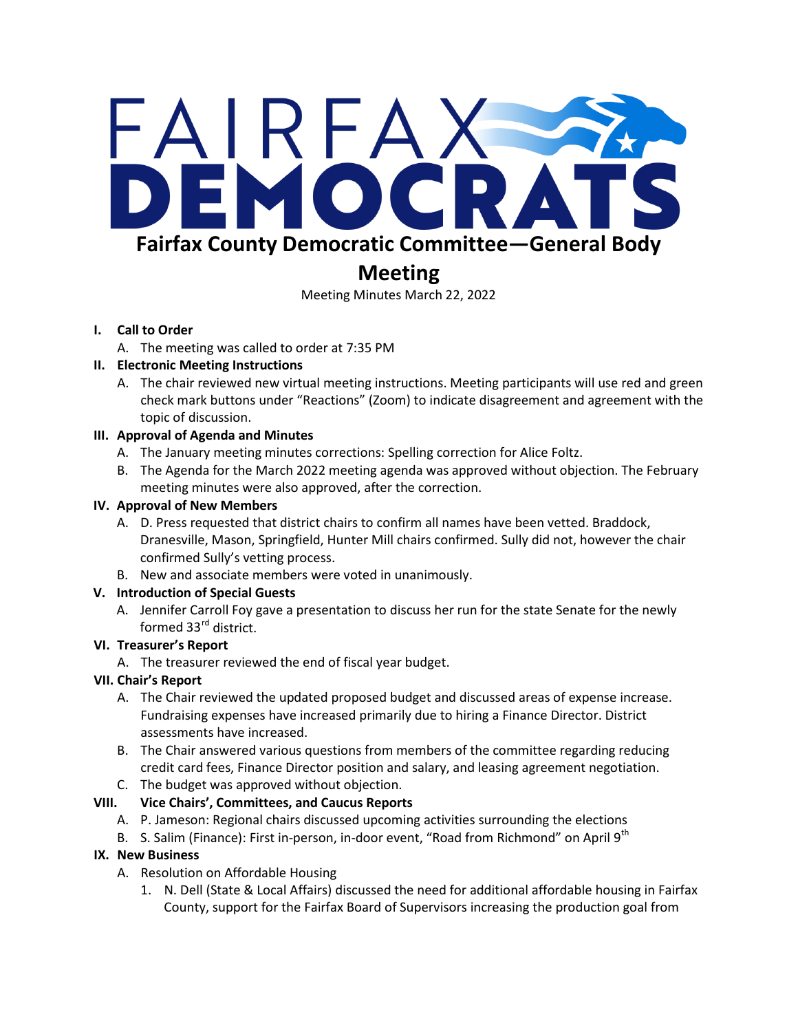# Fairfax County Democratic Committee—General Body Meeting

Meeting Minutes March 22, 2022

**I. Call to Order**

A. The meeting was called to order at 7:35 PM

**II. Electronic Meeting Instructions**

A. The chair reviewed new virtual meeting instructions. Meeting participants will use red and green check mark buttons under "Reactions" (Zoom) to indicate disagreement and agreement with the topic of discussion.

**III. Approval of Agenda and Minutes**

A. The January meeting minutes corrections: Spelling correction for Alice Foltz.

B. The Agenda for the March 2022 meeting agenda was approved without objection. The February meeting minutes were also approved, after the correction.

**IV. Approval of New Members**

A. D. Press requested that district chairs to confirm all names have been vetted. Braddock, Dranesville, Mason, Springfield, Hunter Mill chairs confirmed. Sully did not, however the chair confirmed Sully's vetting process.

B. New and associate members were voted in unanimously.

**V. Introduction of Special Guests**

A. Jennifer Carroll Foy gave a presentation to discuss her run for the state Senate for the newly formed 33rd district.

**VI. Treasurer's Report**

A. The treasurer reviewed the end of fiscal year budget.

**VII. Chair's Report**

A. The Chair reviewed the updated proposed budget and discussed areas of expense increase. Fundraising expenses have increased primarily due to hiring a Finance Director. District assessments have increased.

B. The Chair answered various questions from members of the committee regarding reducing credit card fees, Finance Director position and salary, and leasing agreement negotiation.

C. The budget was approved without objection.

**VIII. Vice Chairs', Committees, and Caucus Reports**

A. P. Jameson: Regional chairs discussed upcoming activities surrounding the elections

B. S. Salim (Finance): First in-person, in-door event, "Road from Richmond" on April 9th

**IX. New Business**

A. Resolution on Affordable Housing

1. N. Dell (State & Local Affairs) discussed the need for additional affordable housing in Fairfax County, support for the Fairfax Board of Supervisors increasing the production goal from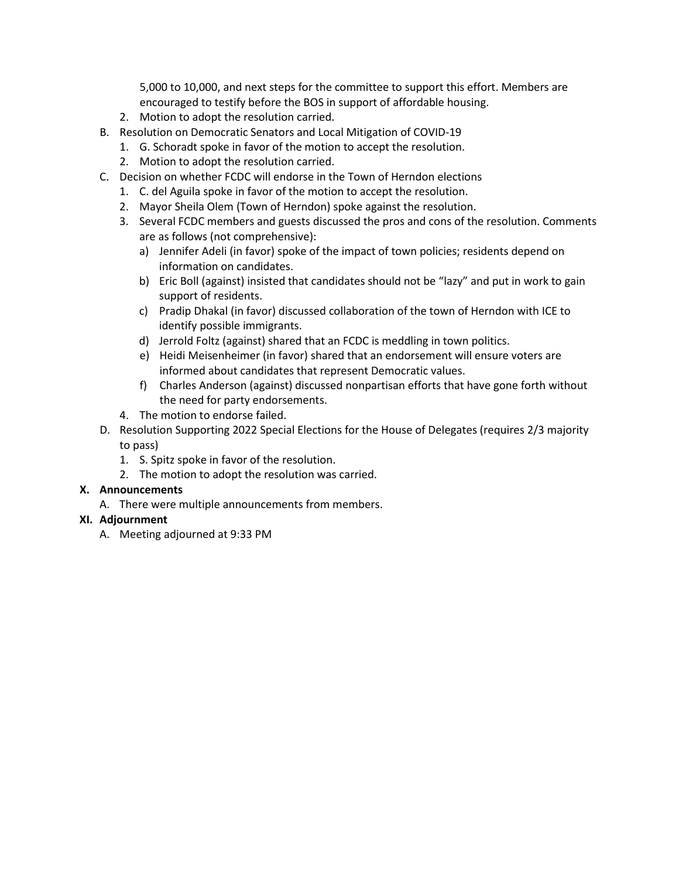5,000 to 10,000, and next steps for the committee to support this effort. Members are encouraged to testify before the BOS in support of affordable housing.

2. Motion to adopt the resolution carried.

B. Resolution on Democratic Senators and Local Mitigation of COVID-19
   1. G. Schoradt spoke in favor of the motion to accept the resolution.
   2. Motion to adopt the resolution carried.

C. Decision on whether FCDC will endorse in the Town of Herndon elections
   1. C. del Aguila spoke in favor of the motion to accept the resolution.
   2. Mayor Sheila Olem (Town of Herndon) spoke against the resolution.
   3. Several FCDC members and guests discussed the pros and cons of the resolution. Comments are as follows (not comprehensive):
      a) Jennifer Adeli (in favor) spoke of the impact of town policies; residents depend on information on candidates.
      b) Eric Boll (against) insisted that candidates should not be "lazy" and put in work to gain support of residents.
      c) Pradip Dhakal (in favor) discussed collaboration of the town of Herndon with ICE to identify possible immigrants.
      d) Jerrold Foltz (against) shared that an FCDC is meddling in town politics.
      e) Heidi Meisenheimer (in favor) shared that an endorsement will ensure voters are informed about candidates that represent Democratic values.
      f) Charles Anderson (against) discussed nonpartisan efforts that have gone forth without the need for party endorsements.
   4. The motion to endorse failed.

D. Resolution Supporting 2022 Special Elections for the House of Delegates (requires 2/3 majority to pass)
   1. S. Spitz spoke in favor of the resolution.
   2. The motion to adopt the resolution was carried.

## X. Announcements

A. There were multiple announcements from members.

## XI. Adjournment

A. Meeting adjourned at 9:33 PM